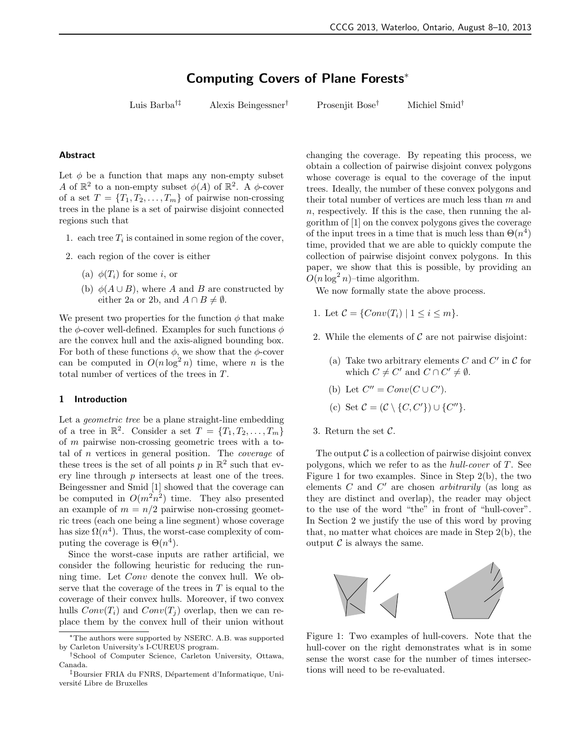# Computing Covers of Plane Forests*

Luis Barba[†‡] Alexis Beingessner[†] Prosenjit Bose[†] Michiel Smid[†]

## Abstract

Let $\phi$ be a function that maps any non-empty subset $A$ of $\mathbb{R}^2$ to a non-empty subset $\phi(A)$ of $\mathbb{R}^2$. A $\phi$-cover of a set $T = \{T_1, T_2, \ldots, T_m\}$ of pairwise non-crossing trees in the plane is a set of pairwise disjoint connected regions such that

1. each tree $T_i$ is contained in some region of the cover,
2. each region of the cover is either
   (a) $\phi(T_i)$ for some $i$, or
   (b) $\phi(A \cup B)$, where $A$ and $B$ are constructed by either 2a or 2b, and $A \cap B \neq \emptyset$.

We present two properties for the function $\phi$ that make the $\phi$-cover well-defined. Examples for such functions $\phi$ are the convex hull and the axis-aligned bounding box. For both of these functions $\phi$, we show that the $\phi$-cover can be computed in $O(n \log^2 n)$ time, where $n$ is the total number of vertices of the trees in $T$.

## 1 Introduction

Let a *geometric tree* be a plane straight-line embedding of a tree in $\mathbb{R}^2$. Consider a set $T = \{T_1, T_2, \ldots, T_m\}$ of $m$ pairwise non-crossing geometric trees with a total of $n$ vertices in general position. The *coverage* of these trees is the set of all points $p$ in $\mathbb{R}^2$ such that every line through $p$ intersects at least one of the trees. Beingessner and Smid [1] showed that the coverage can be computed in $O(m^2n^2)$ time. They also presented an example of $m = n/2$ pairwise non-crossing geometric trees (each one being a line segment) whose coverage has size $\Omega(n^4)$. Thus, the worst-case complexity of computing the coverage is $\Theta(n^4)$.

Since the worst-case inputs are rather artificial, we consider the following heuristic for reducing the running time. Let *Conv* denote the convex hull. We observe that the coverage of the trees in $T$ is equal to the coverage of their convex hulls. Moreover, if two convex hulls $Conv(T_i)$ and $Conv(T_j)$ overlap, then we can replace them by the convex hull of their union without changing the coverage. By repeating this process, we obtain a collection of pairwise disjoint convex polygons whose coverage is equal to the coverage of the input trees. Ideally, the number of these convex polygons and their total number of vertices are much less than $m$ and $n$, respectively. If this is the case, then running the algorithm of [1] on the convex polygons gives the coverage of the input trees in a time that is much less than $\Theta(n^4)$ time, provided that we are able to quickly compute the collection of pairwise disjoint convex polygons. In this paper, we show that this is possible, by providing an $O(n \log^2 n)$–time algorithm.

We now formally state the above process.

1. Let $\mathcal{C} = \{Conv(T_i) \mid 1 \leq i \leq m\}$.
2. While the elements of $\mathcal{C}$ are not pairwise disjoint:
   (a) Take two arbitrary elements $C$ and $C'$ in $\mathcal{C}$ for which $C \neq C'$ and $C \cap C' \neq \emptyset$.
   (b) Let $C'' = Conv(C \cup C')$.
   (c) Set $\mathcal{C} = (\mathcal{C} \setminus \{C, C'\}) \cup \{C''\}$.
3. Return the set $\mathcal{C}$.

The output $\mathcal{C}$ is a collection of pairwise disjoint convex polygons, which we refer to as the *hull-cover* of $T$. See Figure 1 for two examples. Since in Step 2(b), the two elements $C$ and $C'$ are chosen *arbitrarily* (as long as they are distinct and overlap), the reader may object to the use of the word "the" in front of "hull-cover". In Section 2 we justify the use of this word by proving that, no matter what choices are made in Step 2(b), the output $\mathcal{C}$ is always the same.

Figure 1: Two examples of hull-covers. Note that the hull-cover on the right demonstrates what is in some sense the worst case for the number of times intersections will need to be re-evaluated.

*The authors were supported by NSERC. A.B. was supported by Carleton University's I-CUREUS program.

†School of Computer Science, Carleton University, Ottawa, Canada.

‡Boursier FRIA du FNRS, Département d'Informatique, Université Libre de Bruxelles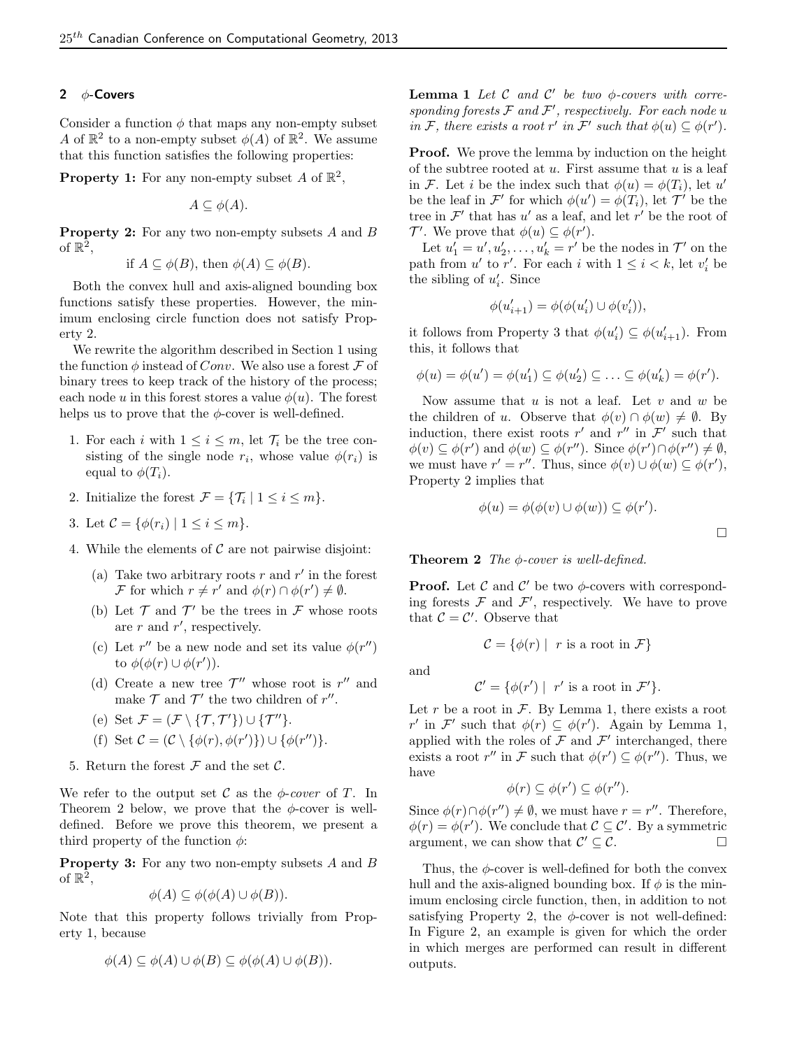## 2 $\phi$-Covers

Consider a function $\phi$ that maps any non-empty subset $A$ of $\mathbb{R}^2$ to a non-empty subset $\phi(A)$ of $\mathbb{R}^2$. We assume that this function satisfies the following properties:

**Property 1:** For any non-empty subset $A$ of $\mathbb{R}^2$,

$$A \subseteq \phi(A).$$

**Property 2:** For any two non-empty subsets $A$ and $B$ of $\mathbb{R}^2$,

$$\text{if } A \subseteq \phi(B), \text{ then } \phi(A) \subseteq \phi(B).$$

Both the convex hull and axis-aligned bounding box functions satisfy these properties. However, the minimum enclosing circle function does not satisfy Property 2.

We rewrite the algorithm described in Section 1 using the function $\phi$ instead of $Conv$. We also use a forest $\mathcal{F}$ of binary trees to keep track of the history of the process; each node $u$ in this forest stores a value $\phi(u)$. The forest helps us to prove that the $\phi$-cover is well-defined.

1. For each $i$ with $1 \leq i \leq m$, let $\mathcal{T}_i$ be the tree consisting of the single node $r_i$, whose value $\phi(r_i)$ is equal to $\phi(T_i)$.
2. Initialize the forest $\mathcal{F} = \{\mathcal{T}_i \mid 1 \leq i \leq m\}$.
3. Let $\mathcal{C} = \{\phi(r_i) \mid 1 \leq i \leq m\}$.
4. While the elements of $\mathcal{C}$ are not pairwise disjoint:
   (a) Take two arbitrary roots $r$ and $r'$ in the forest $\mathcal{F}$ for which $r \neq r'$ and $\phi(r) \cap \phi(r') \neq \emptyset$.
   (b) Let $\mathcal{T}$ and $\mathcal{T}'$ be the trees in $\mathcal{F}$ whose roots are $r$ and $r'$, respectively.
   (c) Let $r''$ be a new node and set its value $\phi(r'')$ to $\phi(\phi(r) \cup \phi(r'))$.
   (d) Create a new tree $\mathcal{T}''$ whose root is $r''$ and make $\mathcal{T}$ and $\mathcal{T}'$ the two children of $r''$.
   (e) Set $\mathcal{F} = (\mathcal{F} \setminus \{\mathcal{T}, \mathcal{T}'\}) \cup \{\mathcal{T}''\}$.
   (f) Set $\mathcal{C} = (\mathcal{C} \setminus \{\phi(r), \phi(r')\}) \cup \{\phi(r'')\}$.
5. Return the forest $\mathcal{F}$ and the set $\mathcal{C}$.

We refer to the output set $\mathcal{C}$ as the *$\phi$-cover* of $T$. In Theorem 2 below, we prove that the $\phi$-cover is well-defined. Before we prove this theorem, we present a third property of the function $\phi$:

**Property 3:** For any two non-empty subsets $A$ and $B$ of $\mathbb{R}^2$,

$$\phi(A) \subseteq \phi(\phi(A) \cup \phi(B)).$$

Note that this property follows trivially from Property 1, because

$$\phi(A) \subseteq \phi(A) \cup \phi(B) \subseteq \phi(\phi(A) \cup \phi(B)).$$

**Lemma 1** *Let $\mathcal{C}$ and $\mathcal{C}'$ be two $\phi$-covers with corresponding forests $\mathcal{F}$ and $\mathcal{F}'$, respectively. For each node $u$ in $\mathcal{F}$, there exists a root $r'$ in $\mathcal{F}'$ such that $\phi(u) \subseteq \phi(r')$.*

**Proof.** We prove the lemma by induction on the height of the subtree rooted at $u$. First assume that $u$ is a leaf in $\mathcal{F}$. Let $i$ be the index such that $\phi(u) = \phi(T_i)$, let $u'$ be the leaf in $\mathcal{F}'$ for which $\phi(u') = \phi(T_i)$, let $\mathcal{T}'$ be the tree in $\mathcal{F}'$ that has $u'$ as a leaf, and let $r'$ be the root of $\mathcal{T}'$. We prove that $\phi(u) \subseteq \phi(r')$.

Let $u'_1 = u', u'_2, \ldots, u'_k = r'$ be the nodes in $\mathcal{T}'$ on the path from $u'$ to $r'$. For each $i$ with $1 \leq i < k$, let $v'_i$ be the sibling of $u'_i$. Since

$$\phi(u'_{i+1}) = \phi(\phi(u'_i) \cup \phi(v'_i)),$$

it follows from Property 3 that $\phi(u'_i) \subseteq \phi(u'_{i+1})$. From this, it follows that

$$\phi(u) = \phi(u') = \phi(u'_1) \subseteq \phi(u'_2) \subseteq \ldots \subseteq \phi(u'_k) = \phi(r').$$

Now assume that $u$ is not a leaf. Let $v$ and $w$ be the children of $u$. Observe that $\phi(v) \cap \phi(w) \neq \emptyset$. By induction, there exist roots $r'$ and $r''$ in $\mathcal{F}'$ such that $\phi(v) \subseteq \phi(r')$ and $\phi(w) \subseteq \phi(r'')$. Since $\phi(r') \cap \phi(r'') \neq \emptyset$, we must have $r' = r''$. Thus, since $\phi(v) \cup \phi(w) \subseteq \phi(r')$, Property 2 implies that

$$\phi(u) = \phi(\phi(v) \cup \phi(w)) \subseteq \phi(r').$$

$\square$

**Theorem 2** *The $\phi$-cover is well-defined.*

**Proof.** Let $\mathcal{C}$ and $\mathcal{C}'$ be two $\phi$-covers with corresponding forests $\mathcal{F}$ and $\mathcal{F}'$, respectively. We have to prove that $\mathcal{C} = \mathcal{C}'$. Observe that

$$\mathcal{C} = \{\phi(r) \mid r \text{ is a root in } \mathcal{F}\}$$

and

$$\mathcal{C}' = \{\phi(r') \mid r' \text{ is a root in } \mathcal{F}'\}.$$

Let $r$ be a root in $\mathcal{F}$. By Lemma 1, there exists a root $r'$ in $\mathcal{F}'$ such that $\phi(r) \subseteq \phi(r')$. Again by Lemma 1, applied with the roles of $\mathcal{F}$ and $\mathcal{F}'$ interchanged, there exists a root $r''$ in $\mathcal{F}$ such that $\phi(r') \subseteq \phi(r'')$. Thus, we have

$$\phi(r) \subseteq \phi(r') \subseteq \phi(r'').$$

Since $\phi(r) \cap \phi(r'') \neq \emptyset$, we must have $r = r''$. Therefore, $\phi(r) = \phi(r')$. We conclude that $\mathcal{C} \subseteq \mathcal{C}'$. By a symmetric argument, we can show that $\mathcal{C}' \subseteq \mathcal{C}$. $\square$

Thus, the $\phi$-cover is well-defined for both the convex hull and the axis-aligned bounding box. If $\phi$ is the minimum enclosing circle function, then, in addition to not satisfying Property 2, the $\phi$-cover is not well-defined: In Figure 2, an example is given for which the order in which merges are performed can result in different outputs.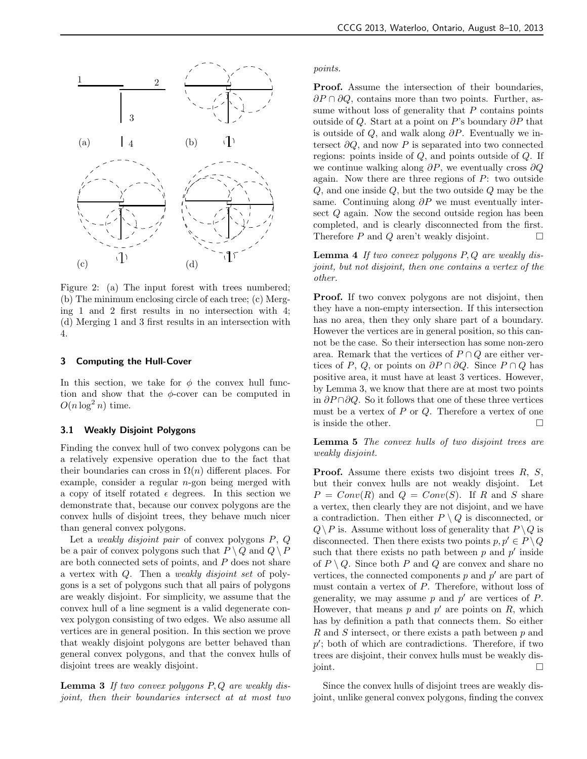Figure 2: (a) The input forest with trees numbered; (b) The minimum enclosing circle of each tree; (c) Merging 1 and 2 first results in no intersection with 4; (d) Merging 1 and 3 first results in an intersection with 4.

## 3 Computing the Hull-Cover

In this section, we take for $\phi$ the convex hull function and show that the $\phi$-cover can be computed in $O(n \log^2 n)$ time.

### 3.1 Weakly Disjoint Polygons

Finding the convex hull of two convex polygons can be a relatively expensive operation due to the fact that their boundaries can cross in $\Omega(n)$ different places. For example, consider a regular $n$-gon being merged with a copy of itself rotated $\epsilon$ degrees. In this section we demonstrate that, because our convex polygons are the convex hulls of disjoint trees, they behave much nicer than general convex polygons.

Let a *weakly disjoint pair* of convex polygons $P$, $Q$ be a pair of convex polygons such that $P \setminus Q$ and $Q \setminus P$ are both connected sets of points, and $P$ does not share a vertex with $Q$. Then a *weakly disjoint set* of polygons is a set of polygons such that all pairs of polygons are weakly disjoint. For simplicity, we assume that the convex hull of a line segment is a valid degenerate convex polygon consisting of two edges. We also assume all vertices are in general position. In this section we prove that weakly disjoint polygons are better behaved than general convex polygons, and that the convex hulls of disjoint trees are weakly disjoint.

**Lemma 3** *If two convex polygons $P, Q$ are weakly disjoint, then their boundaries intersect at at most two points.*

**Proof.** Assume the intersection of their boundaries, $\partial P \cap \partial Q$, contains more than two points. Further, assume without loss of generality that $P$ contains points outside of $Q$. Start at a point on $P$'s boundary $\partial P$ that is outside of $Q$, and walk along $\partial P$. Eventually we intersect $\partial Q$, and now $P$ is separated into two connected regions: points inside of $Q$, and points outside of $Q$. If we continue walking along $\partial P$, we eventually cross $\partial Q$ again. Now there are three regions of $P$: two outside $Q$, and one inside $Q$, but the two outside $Q$ may be the same. Continuing along $\partial P$ we must eventually intersect $Q$ again. Now the second outside region has been completed, and is clearly disconnected from the first. Therefore $P$ and $Q$ aren't weakly disjoint. $\square$

**Lemma 4** *If two convex polygons $P, Q$ are weakly disjoint, but not disjoint, then one contains a vertex of the other.*

**Proof.** If two convex polygons are not disjoint, then they have a non-empty intersection. If this intersection has no area, then they only share part of a boundary. However the vertices are in general position, so this cannot be the case. So their intersection has some non-zero area. Remark that the vertices of $P \cap Q$ are either vertices of $P$, $Q$, or points on $\partial P \cap \partial Q$. Since $P \cap Q$ has positive area, it must have at least 3 vertices. However, by Lemma 3, we know that there are at most two points in $\partial P \cap \partial Q$. So it follows that one of these three vertices must be a vertex of $P$ or $Q$. Therefore a vertex of one is inside the other. $\square$

**Lemma 5** *The convex hulls of two disjoint trees are weakly disjoint.*

**Proof.** Assume there exists two disjoint trees $R$, $S$, but their convex hulls are not weakly disjoint. Let $P = Conv(R)$ and $Q = Conv(S)$. If $R$ and $S$ share a vertex, then clearly they are not disjoint, and we have a contradiction. Then either $P \setminus Q$ is disconnected, or $Q \setminus P$ is. Assume without loss of generality that $P \setminus Q$ is disconnected. Then there exists two points $p, p' \in P \setminus Q$ such that there exists no path between $p$ and $p'$ inside of $P \setminus Q$. Since both $P$ and $Q$ are convex and share no vertices, the connected components $p$ and $p'$ are part of must contain a vertex of $P$. Therefore, without loss of generality, we may assume $p$ and $p'$ are vertices of $P$. However, that means $p$ and $p'$ are points on $R$, which has by definition a path that connects them. So either $R$ and $S$ intersect, or there exists a path between $p$ and $p'$; both of which are contradictions. Therefore, if two trees are disjoint, their convex hulls must be weakly disjoint. $\square$

Since the convex hulls of disjoint trees are weakly disjoint, unlike general convex polygons, finding the convex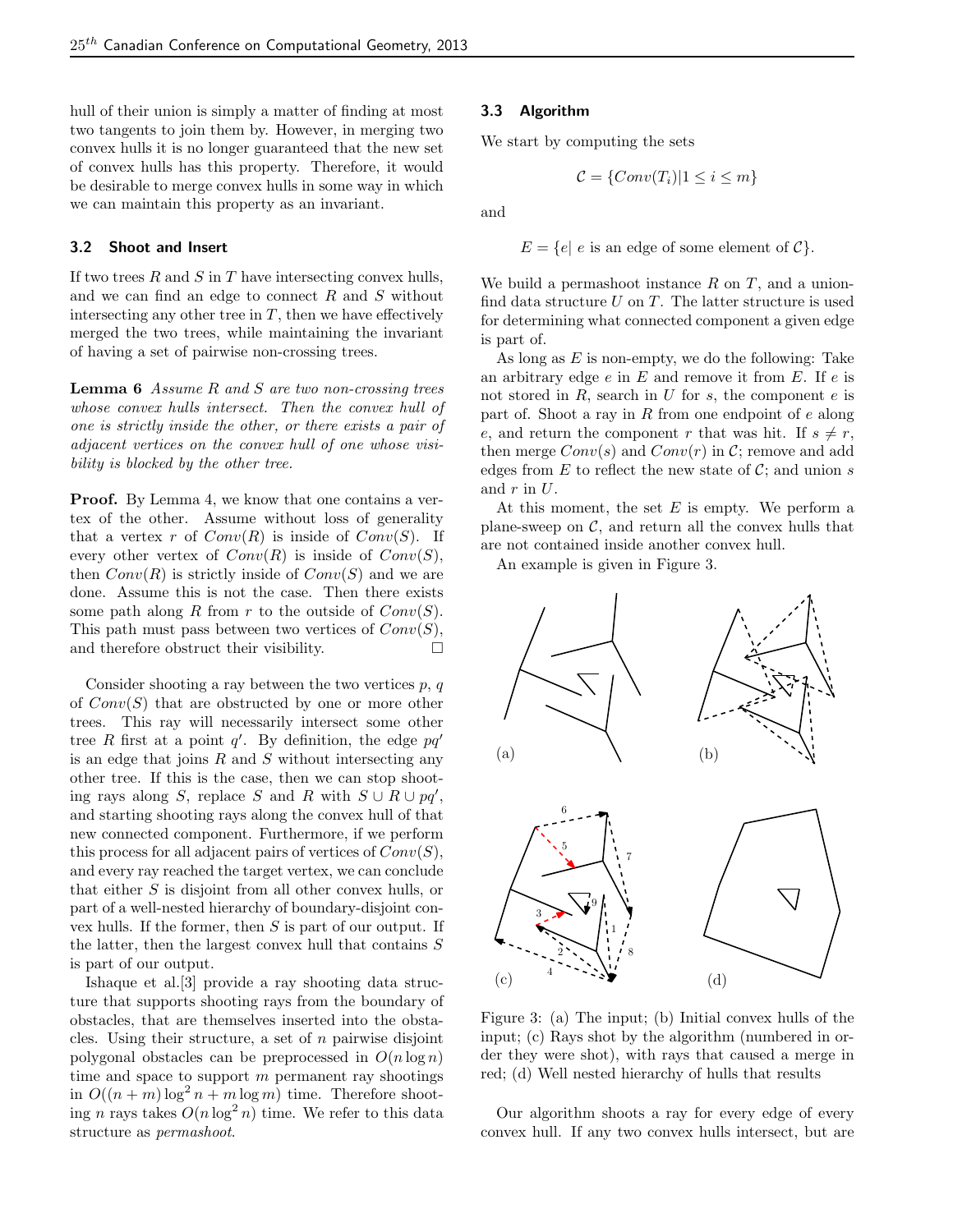hull of their union is simply a matter of finding at most two tangents to join them by. However, in merging two convex hulls it is no longer guaranteed that the new set of convex hulls has this property. Therefore, it would be desirable to merge convex hulls in some way in which we can maintain this property as an invariant.

### 3.2 Shoot and Insert

If two trees $R$ and $S$ in $T$ have intersecting convex hulls, and we can find an edge to connect $R$ and $S$ without intersecting any other tree in $T$, then we have effectively merged the two trees, while maintaining the invariant of having a set of pairwise non-crossing trees.

**Lemma 6** *Assume $R$ and $S$ are two non-crossing trees whose convex hulls intersect. Then the convex hull of one is strictly inside the other, or there exists a pair of adjacent vertices on the convex hull of one whose visibility is blocked by the other tree.*

**Proof.** By Lemma 4, we know that one contains a vertex of the other. Assume without loss of generality that a vertex $r$ of $Conv(R)$ is inside of $Conv(S)$. If every other vertex of $Conv(R)$ is inside of $Conv(S)$, then $Conv(R)$ is strictly inside of $Conv(S)$ and we are done. Assume this is not the case. Then there exists some path along $R$ from $r$ to the outside of $Conv(S)$. This path must pass between two vertices of $Conv(S)$, and therefore obstruct their visibility. □

Consider shooting a ray between the two vertices $p$, $q$ of $Conv(S)$ that are obstructed by one or more other trees. This ray will necessarily intersect some other tree $R$ first at a point $q'$. By definition, the edge $pq'$ is an edge that joins $R$ and $S$ without intersecting any other tree. If this is the case, then we can stop shooting rays along $S$, replace $S$ and $R$ with $S \cup R \cup pq'$, and starting shooting rays along the convex hull of that new connected component. Furthermore, if we perform this process for all adjacent pairs of vertices of $Conv(S)$, and every ray reached the target vertex, we can conclude that either $S$ is disjoint from all other convex hulls, or part of a well-nested hierarchy of boundary-disjoint convex hulls. If the former, then $S$ is part of our output. If the latter, then the largest convex hull that contains $S$ is part of our output.

Ishaque et al.[3] provide a ray shooting data structure that supports shooting rays from the boundary of obstacles, that are themselves inserted into the obstacles. Using their structure, a set of $n$ pairwise disjoint polygonal obstacles can be preprocessed in $O(n \log n)$ time and space to support $m$ permanent ray shootings in $O((n + m) \log^2 n + m \log m)$ time. Therefore shooting $n$ rays takes $O(n \log^2 n)$ time. We refer to this data structure as *permashoot*.

### 3.3 Algorithm

We start by computing the sets

$$\mathcal{C} = \{Conv(T_i) | 1 \leq i \leq m\}$$

and

$$E = \{e | \ e \text{ is an edge of some element of } \mathcal{C}\}.$$

We build a permashoot instance $R$ on $T$, and a union-find data structure $U$ on $T$. The latter structure is used for determining what connected component a given edge is part of.

As long as $E$ is non-empty, we do the following: Take an arbitrary edge $e$ in $E$ and remove it from $E$. If $e$ is not stored in $R$, search in $U$ for $s$, the component $e$ is part of. Shoot a ray in $R$ from one endpoint of $e$ along $e$, and return the component $r$ that was hit. If $s \neq r$, then merge $Conv(s)$ and $Conv(r)$ in $\mathcal{C}$; remove and add edges from $E$ to reflect the new state of $\mathcal{C}$; and union $s$ and $r$ in $U$.

At this moment, the set $E$ is empty. We perform a plane-sweep on $\mathcal{C}$, and return all the convex hulls that are not contained inside another convex hull.

An example is given in Figure 3.

Figure 3: (a) The input; (b) Initial convex hulls of the input; (c) Rays shot by the algorithm (numbered in order they were shot), with rays that caused a merge in red; (d) Well nested hierarchy of hulls that results

Our algorithm shoots a ray for every edge of every convex hull. If any two convex hulls intersect, but are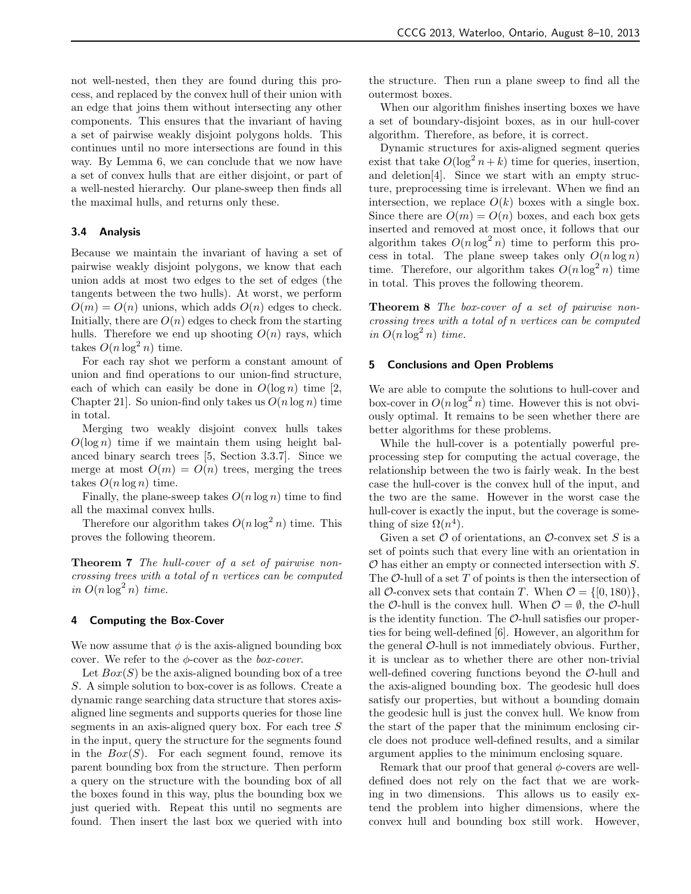not well-nested, then they are found during this process, and replaced by the convex hull of their union with an edge that joins them without intersecting any other components. This ensures that the invariant of having a set of pairwise weakly disjoint polygons holds. This continues until no more intersections are found in this way. By Lemma 6, we can conclude that we now have a set of convex hulls that are either disjoint, or part of a well-nested hierarchy. Our plane-sweep then finds all the maximal hulls, and returns only these.

### 3.4 Analysis

Because we maintain the invariant of having a set of pairwise weakly disjoint polygons, we know that each union adds at most two edges to the set of edges (the tangents between the two hulls). At worst, we perform $O(m) = O(n)$ unions, which adds $O(n)$ edges to check. Initially, there are $O(n)$ edges to check from the starting hulls. Therefore we end up shooting $O(n)$ rays, which takes $O(n \log^2 n)$ time.

For each ray shot we perform a constant amount of union and find operations to our union-find structure, each of which can easily be done in $O(\log n)$ time [2, Chapter 21]. So union-find only takes us $O(n \log n)$ time in total.

Merging two weakly disjoint convex hulls takes $O(\log n)$ time if we maintain them using height balanced binary search trees [5, Section 3.3.7]. Since we merge at most $O(m) = O(n)$ trees, merging the trees takes $O(n \log n)$ time.

Finally, the plane-sweep takes $O(n \log n)$ time to find all the maximal convex hulls.

Therefore our algorithm takes $O(n \log^2 n)$ time. This proves the following theorem.

**Theorem 7** *The hull-cover of a set of pairwise non-crossing trees with a total of $n$ vertices can be computed in $O(n \log^2 n)$ time.*

## 4 Computing the Box-Cover

We now assume that $\phi$ is the axis-aligned bounding box cover. We refer to the $\phi$-cover as the *box-cover*.

Let $Box(S)$ be the axis-aligned bounding box of a tree $S$. A simple solution to box-cover is as follows. Create a dynamic range searching data structure that stores axis-aligned line segments and supports queries for those line segments in an axis-aligned query box. For each tree $S$ in the input, query the structure for the segments found in the $Box(S)$. For each segment found, remove its parent bounding box from the structure. Then perform a query on the structure with the bounding box of all the boxes found in this way, plus the bounding box we just queried with. Repeat this until no segments are found. Then insert the last box we queried with into the structure. Then run a plane sweep to find all the outermost boxes.

When our algorithm finishes inserting boxes we have a set of boundary-disjoint boxes, as in our hull-cover algorithm. Therefore, as before, it is correct.

Dynamic structures for axis-aligned segment queries exist that take $O(\log^2 n + k)$ time for queries, insertion, and deletion[4]. Since we start with an empty structure, preprocessing time is irrelevant. When we find an intersection, we replace $O(k)$ boxes with a single box. Since there are $O(m) = O(n)$ boxes, and each box gets inserted and removed at most once, it follows that our algorithm takes $O(n \log^2 n)$ time to perform this process in total. The plane sweep takes only $O(n \log n)$ time. Therefore, our algorithm takes $O(n \log^2 n)$ time in total. This proves the following theorem.

**Theorem 8** *The box-cover of a set of pairwise non-crossing trees with a total of $n$ vertices can be computed in $O(n \log^2 n)$ time.*

## 5 Conclusions and Open Problems

We are able to compute the solutions to hull-cover and box-cover in $O(n \log^2 n)$ time. However this is not obviously optimal. It remains to be seen whether there are better algorithms for these problems.

While the hull-cover is a potentially powerful preprocessing step for computing the actual coverage, the relationship between the two is fairly weak. In the best case the hull-cover is the convex hull of the input, and the two are the same. However in the worst case the hull-cover is exactly the input, but the coverage is something of size $\Omega(n^4)$.

Given a set $\mathcal{O}$ of orientations, an $\mathcal{O}$-convex set $S$ is a set of points such that every line with an orientation in $\mathcal{O}$ has either an empty or connected intersection with $S$. The $\mathcal{O}$-hull of a set $T$ of points is then the intersection of all $\mathcal{O}$-convex sets that contain $T$. When $\mathcal{O} = \{[0, 180)\}$, the $\mathcal{O}$-hull is the convex hull. When $\mathcal{O} = \emptyset$, the $\mathcal{O}$-hull is the identity function. The $\mathcal{O}$-hull satisfies our properties for being well-defined [6]. However, an algorithm for the general $\mathcal{O}$-hull is not immediately obvious. Further, it is unclear as to whether there are other non-trivial well-defined covering functions beyond the $\mathcal{O}$-hull and the axis-aligned bounding box. The geodesic hull does satisfy our properties, but without a bounding domain the geodesic hull is just the convex hull. We know from the start of the paper that the minimum enclosing circle does not produce well-defined results, and a similar argument applies to the minimum enclosing square.

Remark that our proof that general $\phi$-covers are well-defined does not rely on the fact that we are working in two dimensions. This allows us to easily extend the problem into higher dimensions, where the convex hull and bounding box still work. However,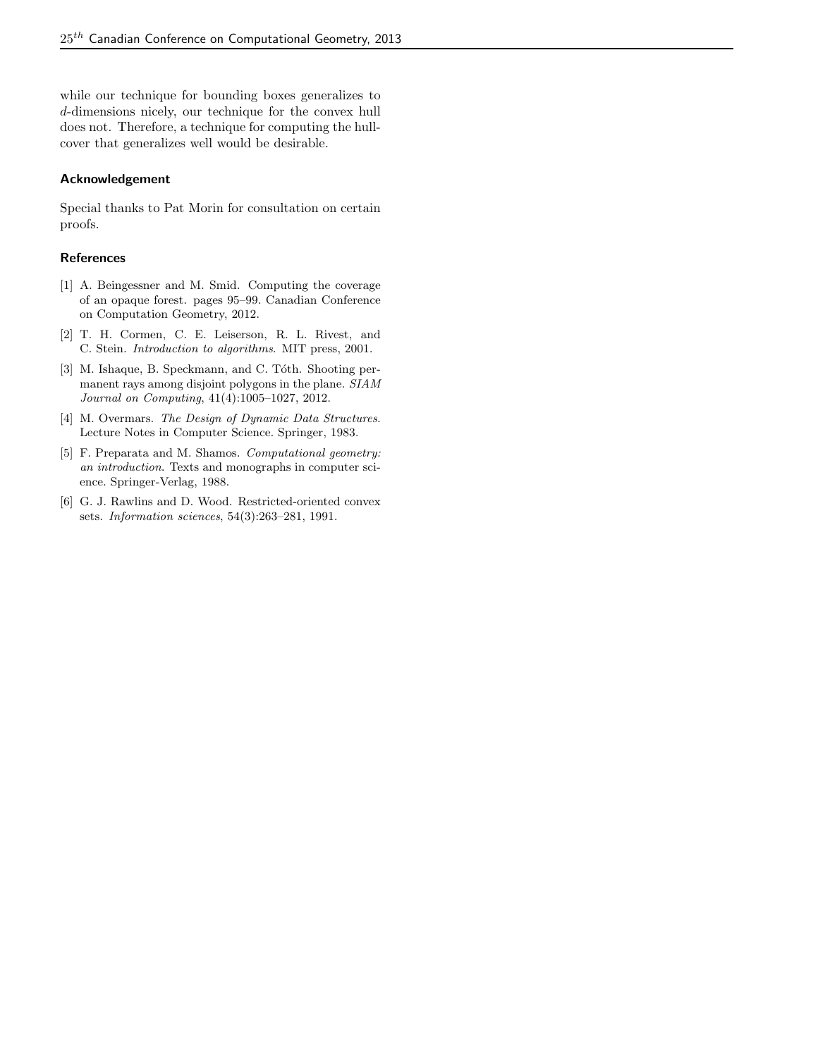while our technique for bounding boxes generalizes to $d$-dimensions nicely, our technique for the convex hull does not. Therefore, a technique for computing the hull-cover that generalizes well would be desirable.

## Acknowledgement

Special thanks to Pat Morin for consultation on certain proofs.

## References

[1] A. Beingessner and M. Smid. Computing the coverage of an opaque forest. pages 95–99. Canadian Conference on Computation Geometry, 2012.

[2] T. H. Cormen, C. E. Leiserson, R. L. Rivest, and C. Stein. *Introduction to algorithms*. MIT press, 2001.

[3] M. Ishaque, B. Speckmann, and C. Tóth. Shooting permanent rays among disjoint polygons in the plane. *SIAM Journal on Computing*, 41(4):1005–1027, 2012.

[4] M. Overmars. *The Design of Dynamic Data Structures*. Lecture Notes in Computer Science. Springer, 1983.

[5] F. Preparata and M. Shamos. *Computational geometry: an introduction*. Texts and monographs in computer science. Springer-Verlag, 1988.

[6] G. J. Rawlins and D. Wood. Restricted-oriented convex sets. *Information sciences*, 54(3):263–281, 1991.